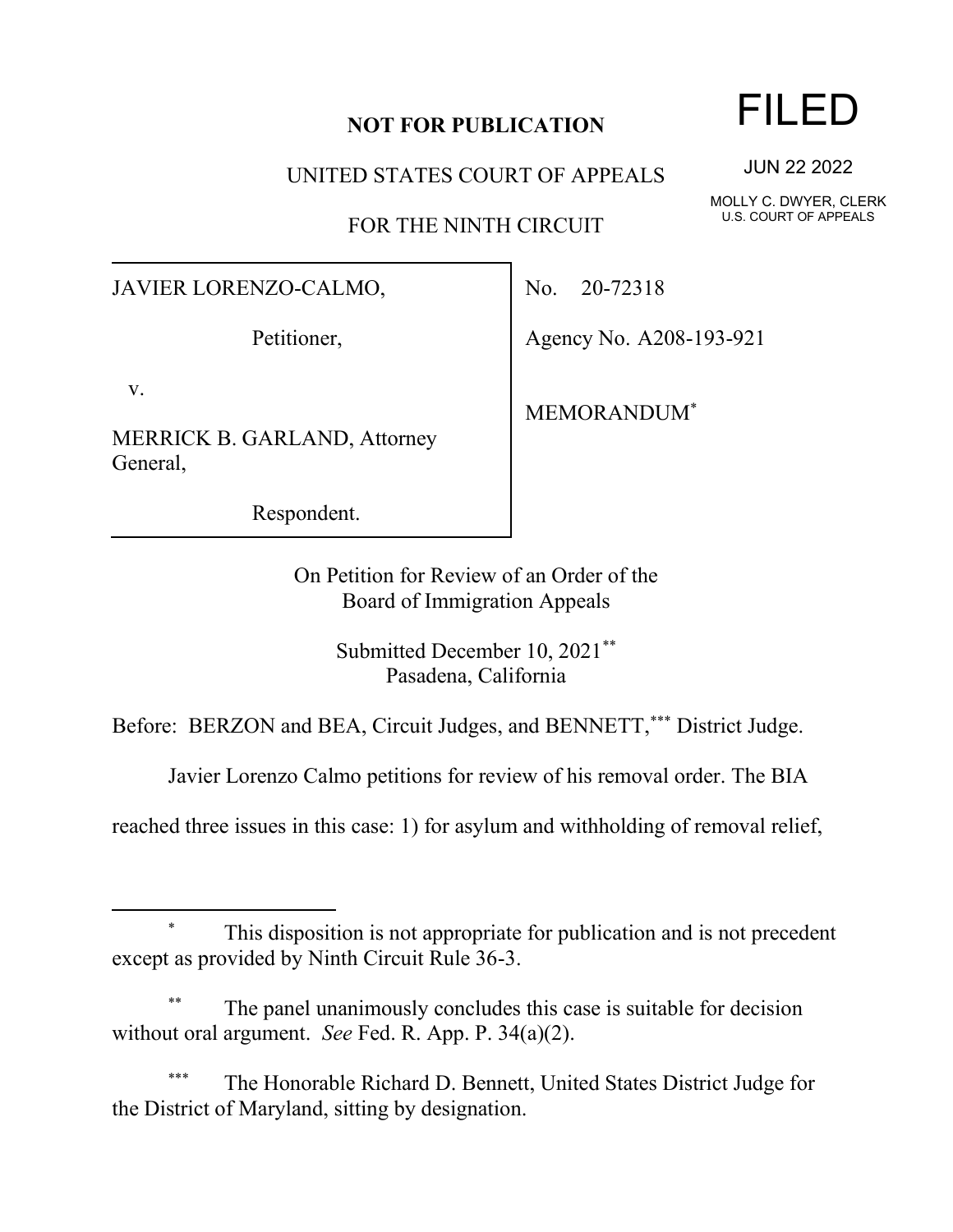**NOT FOR PUBLICATION**

FILED

JUN 22 2022

MOLLY C. DWYER, CLERK
U.S. COURT OF APPEALS

UNITED STATES COURT OF APPEALS

FOR THE NINTH CIRCUIT

| | |
|---|---|
| JAVIER LORENZO-CALMO,<br><br>Petitioner,<br><br>v.<br><br>MERRICK B. GARLAND, Attorney General,<br><br>Respondent. | No. 20-72318<br><br>Agency No. A208-193-921<br><br>MEMORANDUM* |

On Petition for Review of an Order of the
Board of Immigration Appeals

Submitted December 10, 2021**
Pasadena, California

Before: BERZON and BEA, Circuit Judges, and BENNETT,*** District Judge.

Javier Lorenzo Calmo petitions for review of his removal order. The BIA reached three issues in this case: 1) for asylum and withholding of removal relief,

---

\* This disposition is not appropriate for publication and is not precedent except as provided by Ninth Circuit Rule 36-3.

\*\* The panel unanimously concludes this case is suitable for decision without oral argument. *See* Fed. R. App. P. 34(a)(2).

\*\*\* The Honorable Richard D. Bennett, United States District Judge for the District of Maryland, sitting by designation.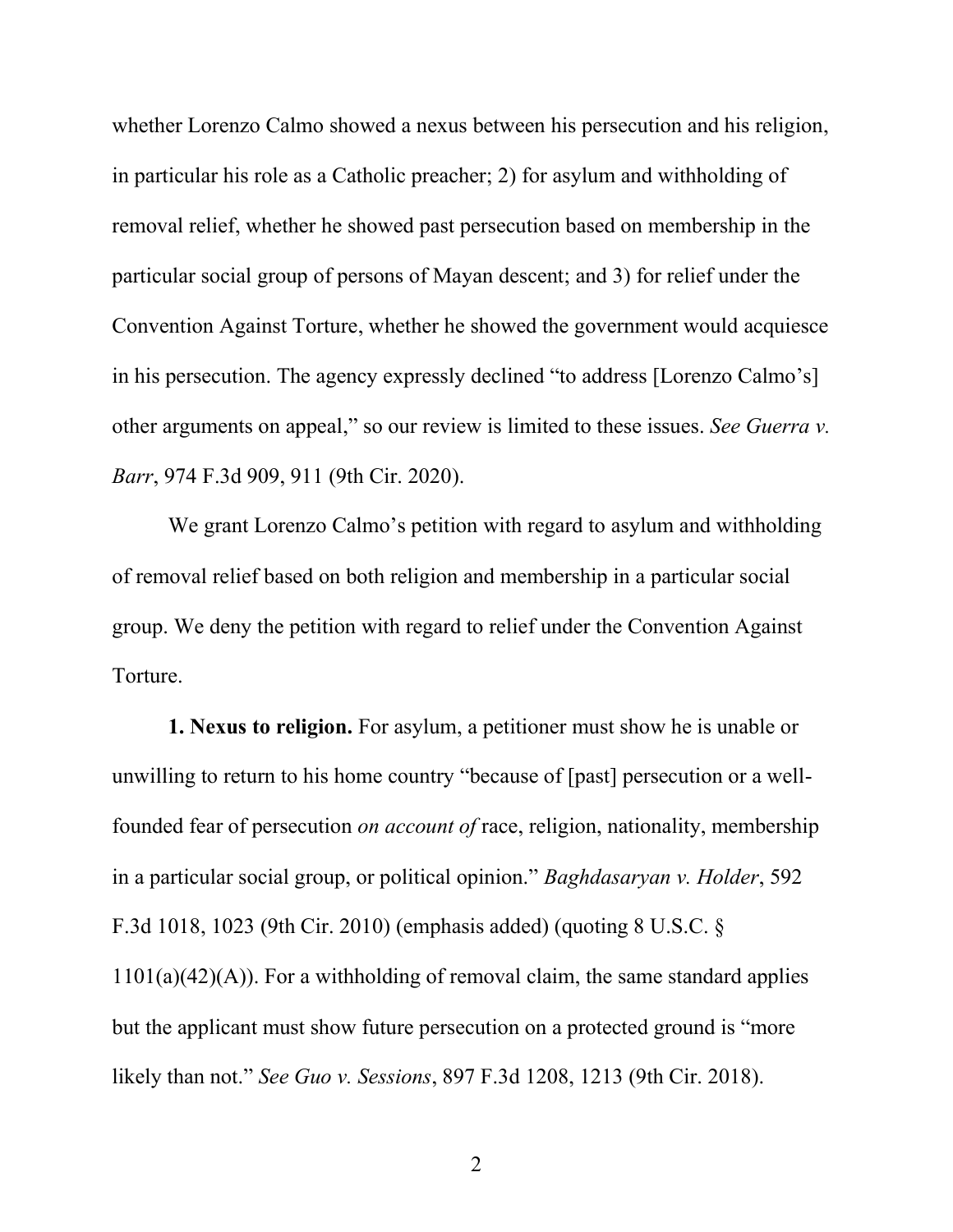whether Lorenzo Calmo showed a nexus between his persecution and his religion, in particular his role as a Catholic preacher; 2) for asylum and withholding of removal relief, whether he showed past persecution based on membership in the particular social group of persons of Mayan descent; and 3) for relief under the Convention Against Torture, whether he showed the government would acquiesce in his persecution. The agency expressly declined "to address [Lorenzo Calmo's] other arguments on appeal," so our review is limited to these issues. *See Guerra v. Barr*, 974 F.3d 909, 911 (9th Cir. 2020).

We grant Lorenzo Calmo's petition with regard to asylum and withholding of removal relief based on both religion and membership in a particular social group. We deny the petition with regard to relief under the Convention Against Torture.

**1. Nexus to religion.** For asylum, a petitioner must show he is unable or unwilling to return to his home country "because of [past] persecution or a well-founded fear of persecution *on account of* race, religion, nationality, membership in a particular social group, or political opinion." *Baghdasaryan v. Holder*, 592 F.3d 1018, 1023 (9th Cir. 2010) (emphasis added) (quoting 8 U.S.C. § 1101(a)(42)(A)). For a withholding of removal claim, the same standard applies but the applicant must show future persecution on a protected ground is "more likely than not." *See Guo v. Sessions*, 897 F.3d 1208, 1213 (9th Cir. 2018).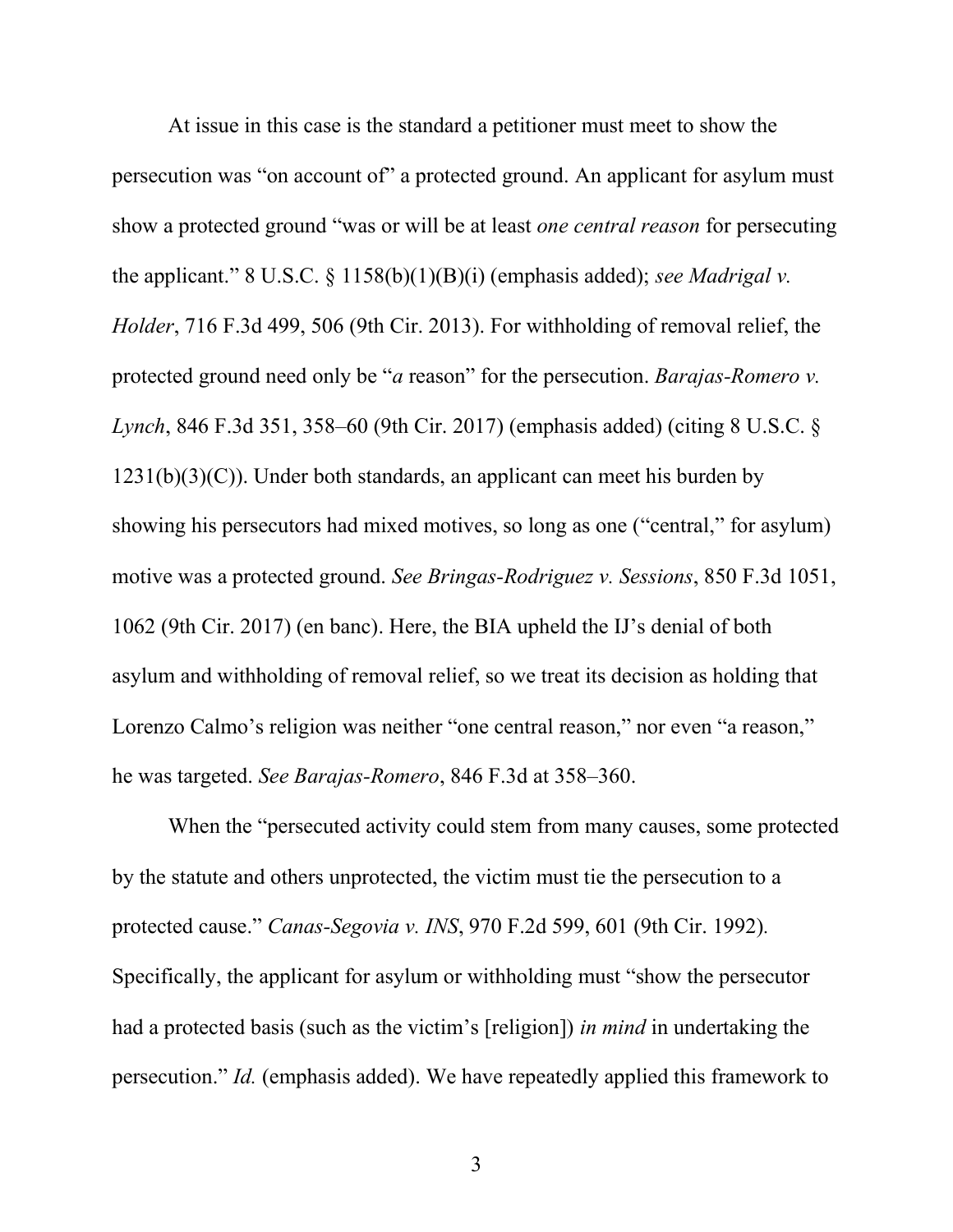At issue in this case is the standard a petitioner must meet to show the persecution was "on account of" a protected ground. An applicant for asylum must show a protected ground "was or will be at least *one central reason* for persecuting the applicant." 8 U.S.C. § 1158(b)(1)(B)(i) (emphasis added); *see Madrigal v. Holder*, 716 F.3d 499, 506 (9th Cir. 2013). For withholding of removal relief, the protected ground need only be "*a* reason" for the persecution. *Barajas-Romero v. Lynch*, 846 F.3d 351, 358–60 (9th Cir. 2017) (emphasis added) (citing 8 U.S.C. § 1231(b)(3)(C)). Under both standards, an applicant can meet his burden by showing his persecutors had mixed motives, so long as one ("central," for asylum) motive was a protected ground. *See Bringas-Rodriguez v. Sessions*, 850 F.3d 1051, 1062 (9th Cir. 2017) (en banc). Here, the BIA upheld the IJ's denial of both asylum and withholding of removal relief, so we treat its decision as holding that Lorenzo Calmo's religion was neither "one central reason," nor even "a reason," he was targeted. *See Barajas-Romero*, 846 F.3d at 358–360.

When the "persecuted activity could stem from many causes, some protected by the statute and others unprotected, the victim must tie the persecution to a protected cause." *Canas-Segovia v. INS*, 970 F.2d 599, 601 (9th Cir. 1992). Specifically, the applicant for asylum or withholding must "show the persecutor had a protected basis (such as the victim's [religion]) *in mind* in undertaking the persecution." *Id.* (emphasis added). We have repeatedly applied this framework to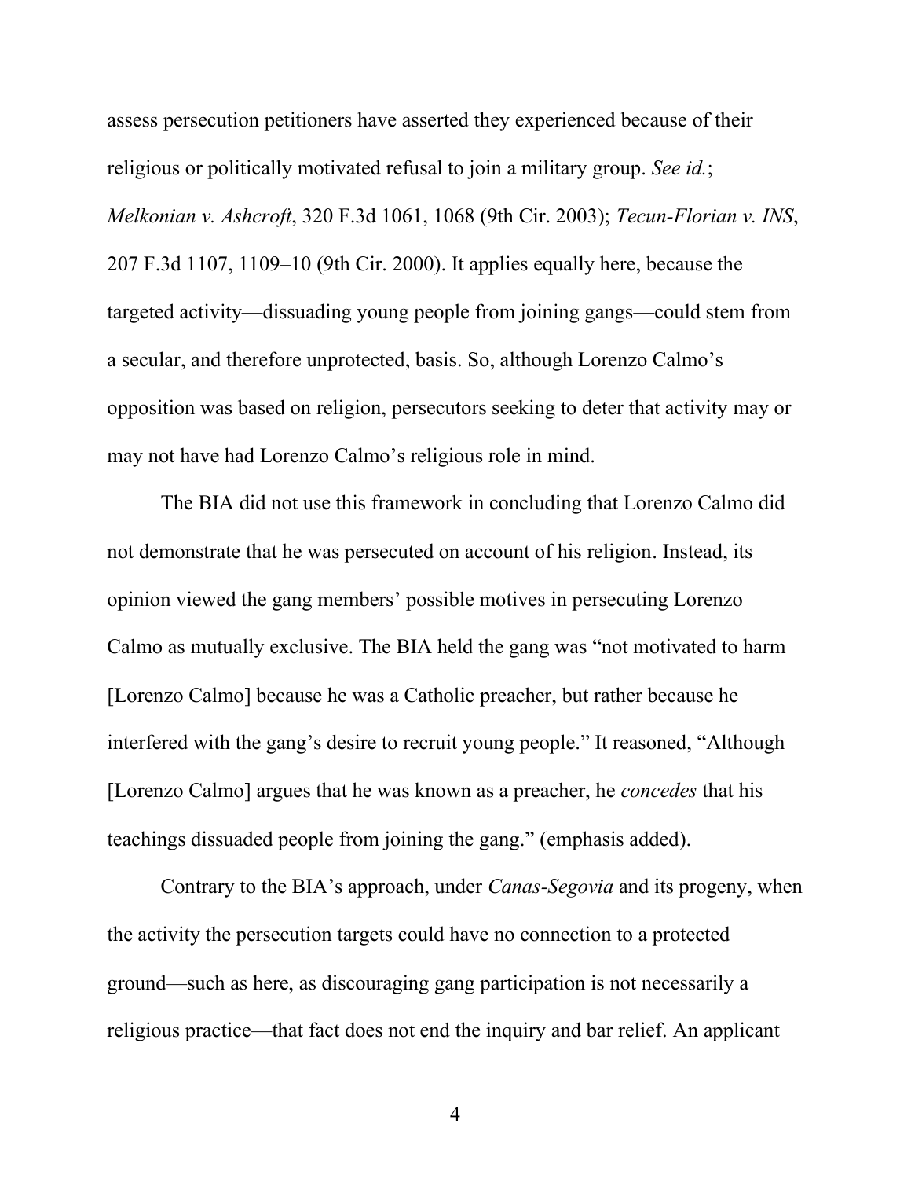assess persecution petitioners have asserted they experienced because of their religious or politically motivated refusal to join a military group. *See id.*; *Melkonian v. Ashcroft*, 320 F.3d 1061, 1068 (9th Cir. 2003); *Tecun-Florian v. INS*, 207 F.3d 1107, 1109–10 (9th Cir. 2000). It applies equally here, because the targeted activity—dissuading young people from joining gangs—could stem from a secular, and therefore unprotected, basis. So, although Lorenzo Calmo's opposition was based on religion, persecutors seeking to deter that activity may or may not have had Lorenzo Calmo's religious role in mind.

The BIA did not use this framework in concluding that Lorenzo Calmo did not demonstrate that he was persecuted on account of his religion. Instead, its opinion viewed the gang members' possible motives in persecuting Lorenzo Calmo as mutually exclusive. The BIA held the gang was "not motivated to harm [Lorenzo Calmo] because he was a Catholic preacher, but rather because he interfered with the gang's desire to recruit young people." It reasoned, "Although [Lorenzo Calmo] argues that he was known as a preacher, he *concedes* that his teachings dissuaded people from joining the gang." (emphasis added).

Contrary to the BIA's approach, under *Canas-Segovia* and its progeny, when the activity the persecution targets could have no connection to a protected ground—such as here, as discouraging gang participation is not necessarily a religious practice—that fact does not end the inquiry and bar relief. An applicant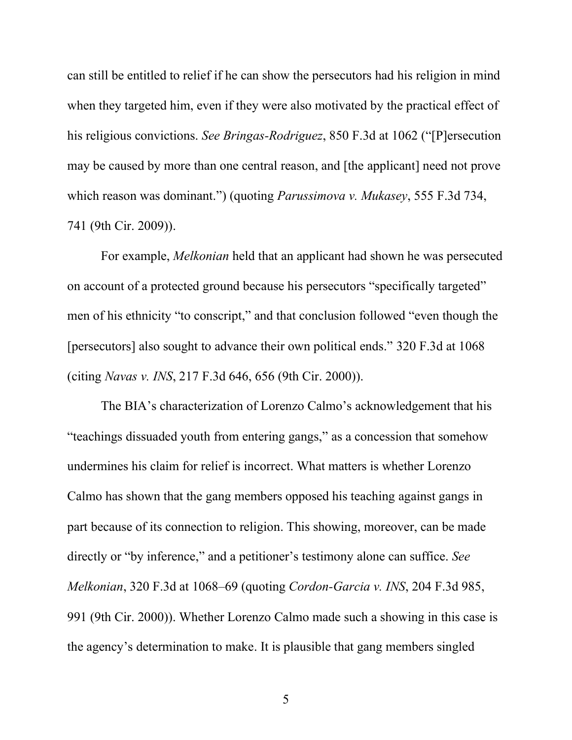can still be entitled to relief if he can show the persecutors had his religion in mind when they targeted him, even if they were also motivated by the practical effect of his religious convictions. *See Bringas-Rodriguez*, 850 F.3d at 1062 ("[P]ersecution may be caused by more than one central reason, and [the applicant] need not prove which reason was dominant.") (quoting *Parussimova v. Mukasey*, 555 F.3d 734, 741 (9th Cir. 2009)).

For example, *Melkonian* held that an applicant had shown he was persecuted on account of a protected ground because his persecutors "specifically targeted" men of his ethnicity "to conscript," and that conclusion followed "even though the [persecutors] also sought to advance their own political ends." 320 F.3d at 1068 (citing *Navas v. INS*, 217 F.3d 646, 656 (9th Cir. 2000)).

The BIA's characterization of Lorenzo Calmo's acknowledgement that his "teachings dissuaded youth from entering gangs," as a concession that somehow undermines his claim for relief is incorrect. What matters is whether Lorenzo Calmo has shown that the gang members opposed his teaching against gangs in part because of its connection to religion. This showing, moreover, can be made directly or "by inference," and a petitioner's testimony alone can suffice. *See Melkonian*, 320 F.3d at 1068–69 (quoting *Cordon-Garcia v. INS*, 204 F.3d 985, 991 (9th Cir. 2000)). Whether Lorenzo Calmo made such a showing in this case is the agency's determination to make. It is plausible that gang members singled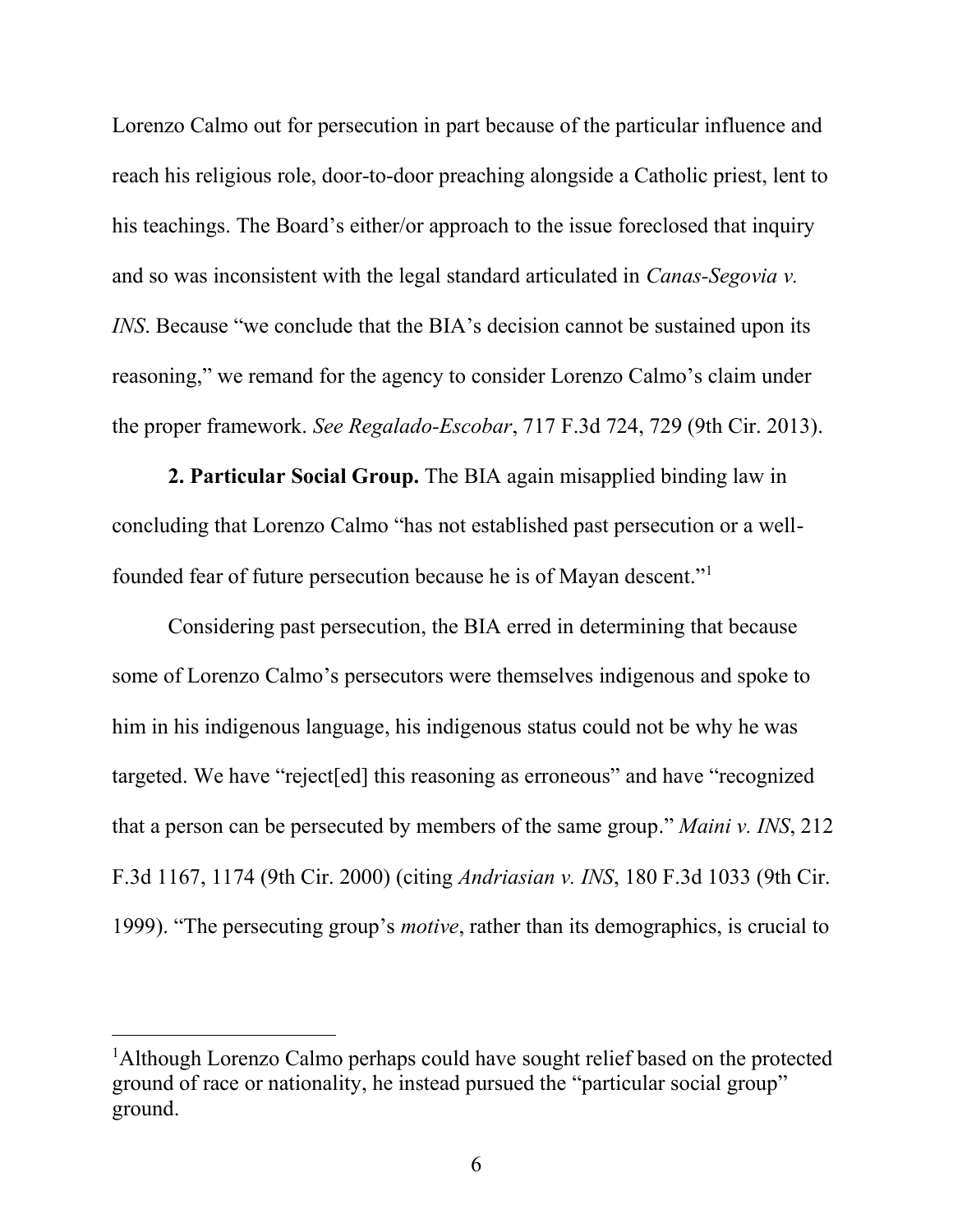Lorenzo Calmo out for persecution in part because of the particular influence and reach his religious role, door-to-door preaching alongside a Catholic priest, lent to his teachings. The Board's either/or approach to the issue foreclosed that inquiry and so was inconsistent with the legal standard articulated in *Canas-Segovia v. INS*. Because "we conclude that the BIA's decision cannot be sustained upon its reasoning," we remand for the agency to consider Lorenzo Calmo's claim under the proper framework. *See Regalado-Escobar*, 717 F.3d 724, 729 (9th Cir. 2013).

**2. Particular Social Group.** The BIA again misapplied binding law in concluding that Lorenzo Calmo "has not established past persecution or a well-founded fear of future persecution because he is of Mayan descent."[1]

Considering past persecution, the BIA erred in determining that because some of Lorenzo Calmo's persecutors were themselves indigenous and spoke to him in his indigenous language, his indigenous status could not be why he was targeted. We have "reject[ed] this reasoning as erroneous" and have "recognized that a person can be persecuted by members of the same group." *Maini v. INS*, 212 F.3d 1167, 1174 (9th Cir. 2000) (citing *Andriasian v. INS*, 180 F.3d 1033 (9th Cir. 1999). "The persecuting group's *motive*, rather than its demographics, is crucial to

[1]Although Lorenzo Calmo perhaps could have sought relief based on the protected ground of race or nationality, he instead pursued the "particular social group" ground.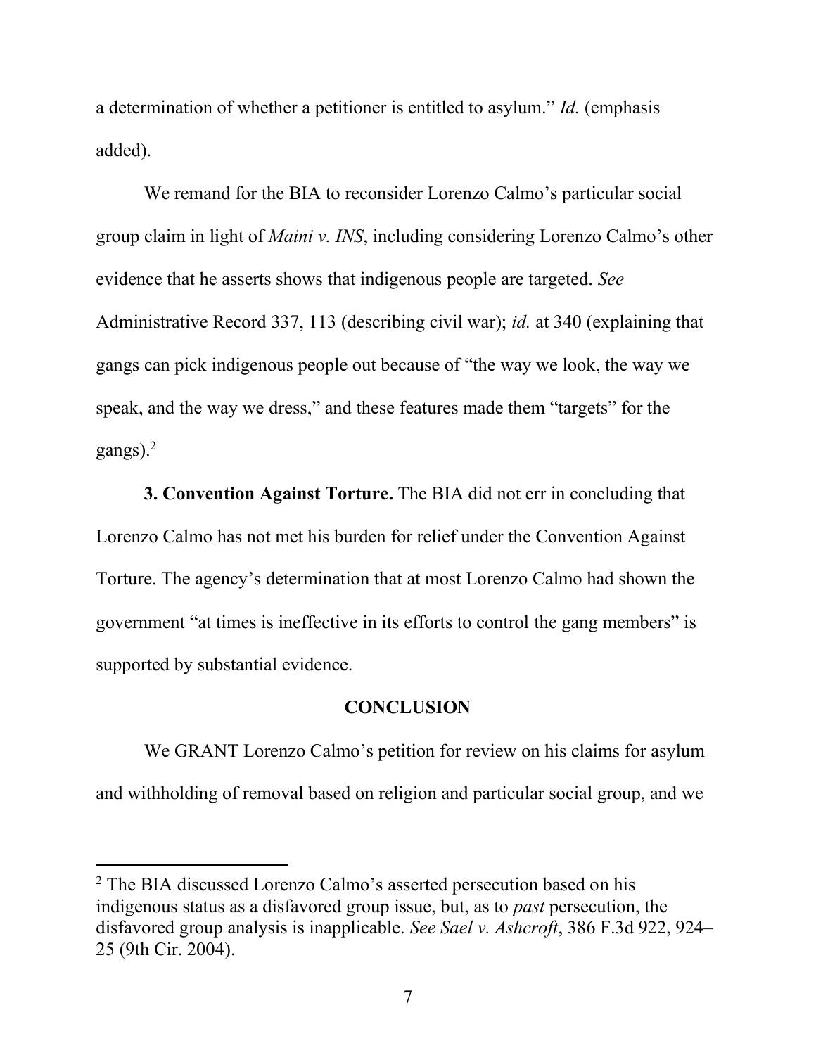a determination of whether a petitioner is entitled to asylum." *Id.* (emphasis added).

We remand for the BIA to reconsider Lorenzo Calmo's particular social group claim in light of *Maini v. INS*, including considering Lorenzo Calmo's other evidence that he asserts shows that indigenous people are targeted. *See* Administrative Record 337, 113 (describing civil war); *id.* at 340 (explaining that gangs can pick indigenous people out because of "the way we look, the way we speak, and the way we dress," and these features made them "targets" for the gangs).[2]

**3. Convention Against Torture.** The BIA did not err in concluding that Lorenzo Calmo has not met his burden for relief under the Convention Against Torture. The agency's determination that at most Lorenzo Calmo had shown the government "at times is ineffective in its efforts to control the gang members" is supported by substantial evidence.

## CONCLUSION

We GRANT Lorenzo Calmo's petition for review on his claims for asylum and withholding of removal based on religion and particular social group, and we

---

[2] The BIA discussed Lorenzo Calmo's asserted persecution based on his indigenous status as a disfavored group issue, but, as to *past* persecution, the disfavored group analysis is inapplicable. *See Sael v. Ashcroft*, 386 F.3d 922, 924–25 (9th Cir. 2004).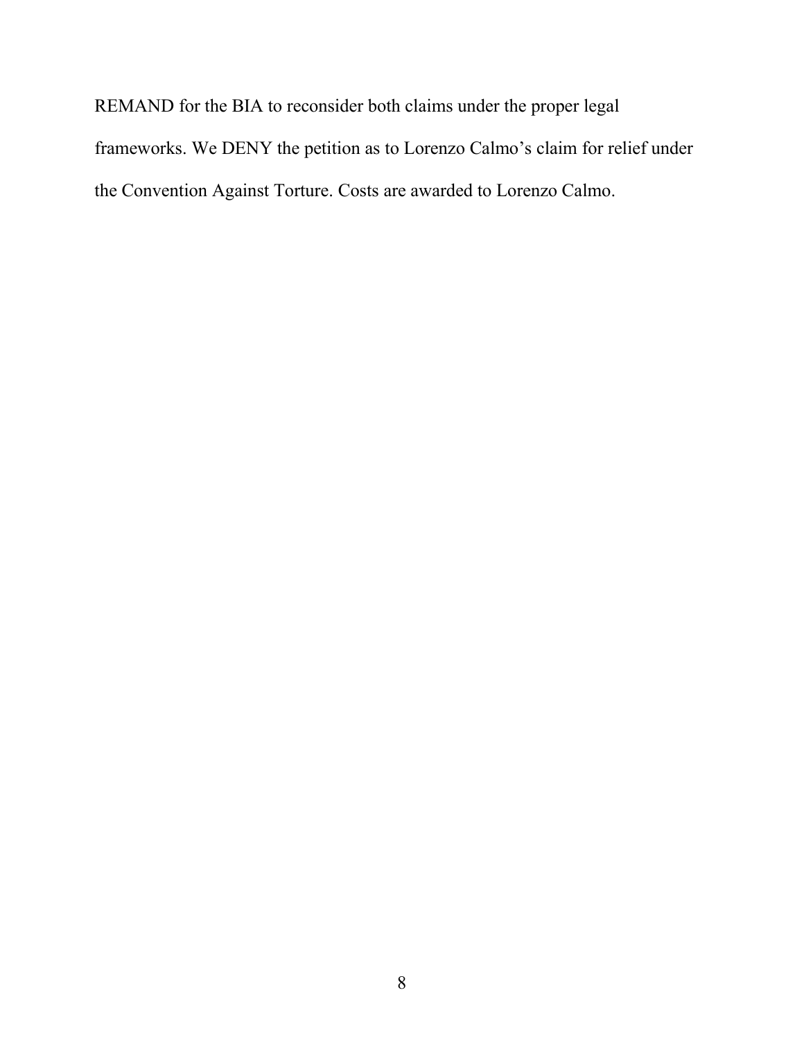REMAND for the BIA to reconsider both claims under the proper legal frameworks. We DENY the petition as to Lorenzo Calmo's claim for relief under the Convention Against Torture. Costs are awarded to Lorenzo Calmo.